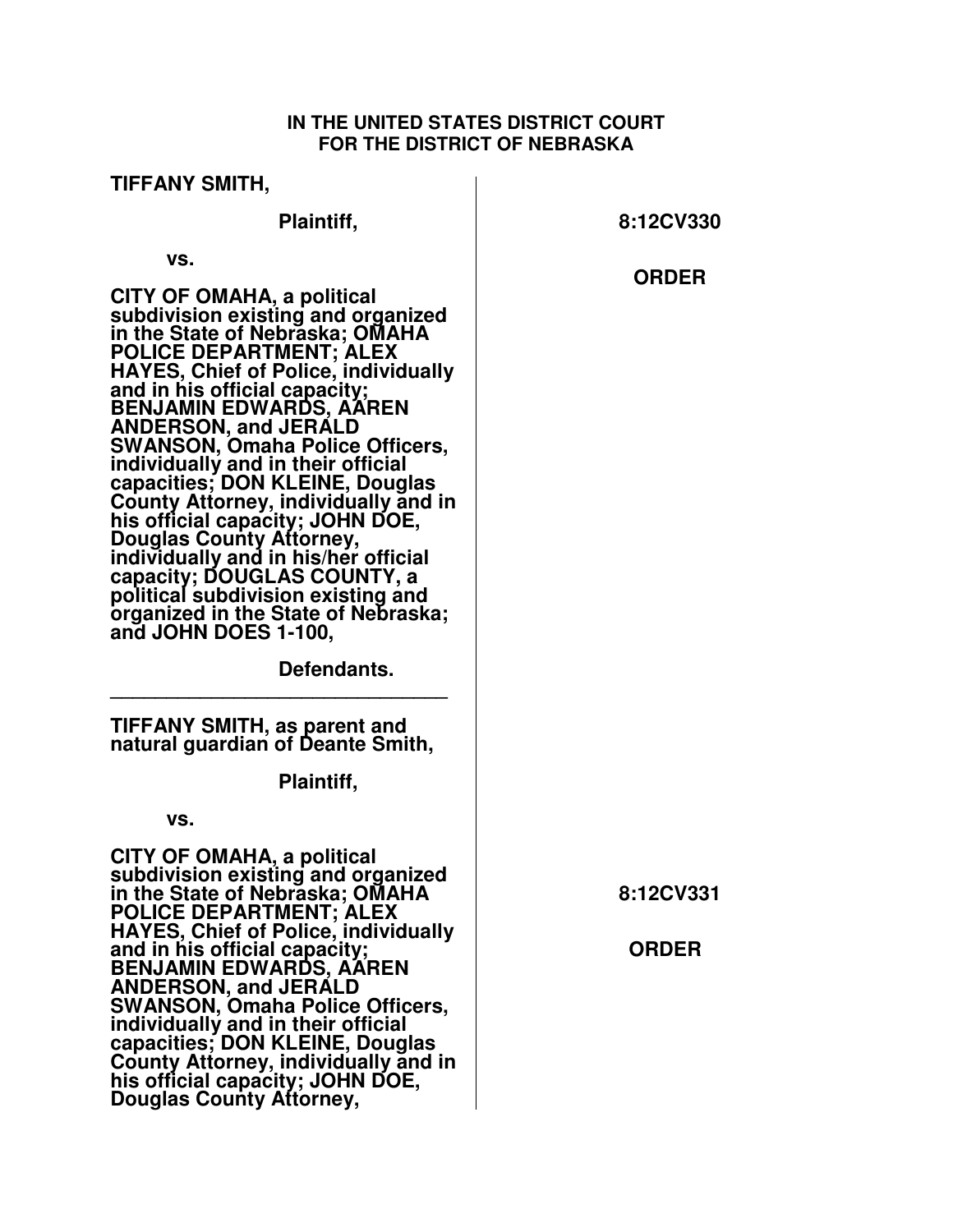**IN THE UNITED STATES DISTRICT COURT**
**FOR THE DISTRICT OF NEBRASKA**

**TIFFANY SMITH,**

**Plaintiff,**

**vs.**

**CITY OF OMAHA, a political subdivision existing and organized in the State of Nebraska; OMAHA POLICE DEPARTMENT; ALEX HAYES, Chief of Police, individually and in his official capacity; BENJAMIN EDWARDS, AAREN ANDERSON, and JERALD SWANSON, Omaha Police Officers, individually and in their official capacities; DON KLEINE, Douglas County Attorney, individually and in his official capacity; JOHN DOE, Douglas County Attorney, individually and in his/her official capacity; DOUGLAS COUNTY, a political subdivision existing and organized in the State of Nebraska; and JOHN DOES 1-100,**

**Defendants.**

**8:12CV330**

**ORDER**

---

**TIFFANY SMITH, as parent and natural guardian of Deante Smith,**

**Plaintiff,**

**vs.**

**CITY OF OMAHA, a political subdivision existing and organized in the State of Nebraska; OMAHA POLICE DEPARTMENT; ALEX HAYES, Chief of Police, individually and in his official capacity; BENJAMIN EDWARDS, AAREN ANDERSON, and JERALD SWANSON, Omaha Police Officers, individually and in their official capacities; DON KLEINE, Douglas County Attorney, individually and in his official capacity; JOHN DOE, Douglas County Attorney,**

**8:12CV331**

**ORDER**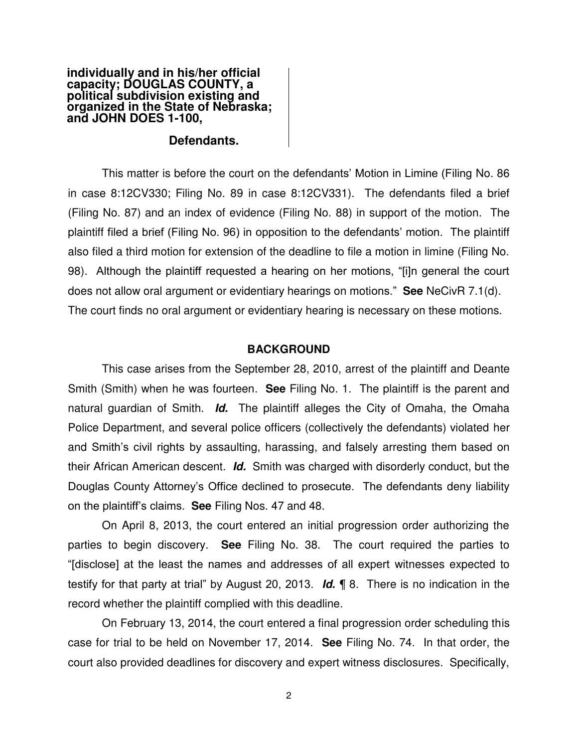**individually and in his/her official capacity; DOUGLAS COUNTY, a political subdivision existing and organized in the State of Nebraska; and JOHN DOES 1-100,**

**Defendants.**

This matter is before the court on the defendants' Motion in Limine (Filing No. 86 in case 8:12CV330; Filing No. 89 in case 8:12CV331). The defendants filed a brief (Filing No. 87) and an index of evidence (Filing No. 88) in support of the motion. The plaintiff filed a brief (Filing No. 96) in opposition to the defendants' motion. The plaintiff also filed a third motion for extension of the deadline to file a motion in limine (Filing No. 98). Although the plaintiff requested a hearing on her motions, "[i]n general the court does not allow oral argument or evidentiary hearings on motions." **See** NeCivR 7.1(d). The court finds no oral argument or evidentiary hearing is necessary on these motions.

## BACKGROUND

This case arises from the September 28, 2010, arrest of the plaintiff and Deante Smith (Smith) when he was fourteen. **See** Filing No. 1. The plaintiff is the parent and natural guardian of Smith. ***Id.*** The plaintiff alleges the City of Omaha, the Omaha Police Department, and several police officers (collectively the defendants) violated her and Smith's civil rights by assaulting, harassing, and falsely arresting them based on their African American descent. ***Id.*** Smith was charged with disorderly conduct, but the Douglas County Attorney's Office declined to prosecute. The defendants deny liability on the plaintiff's claims. **See** Filing Nos. 47 and 48.

On April 8, 2013, the court entered an initial progression order authorizing the parties to begin discovery. **See** Filing No. 38. The court required the parties to "[disclose] at the least the names and addresses of all expert witnesses expected to testify for that party at trial" by August 20, 2013. ***Id.*** ¶ 8. There is no indication in the record whether the plaintiff complied with this deadline.

On February 13, 2014, the court entered a final progression order scheduling this case for trial to be held on November 17, 2014. **See** Filing No. 74. In that order, the court also provided deadlines for discovery and expert witness disclosures. Specifically,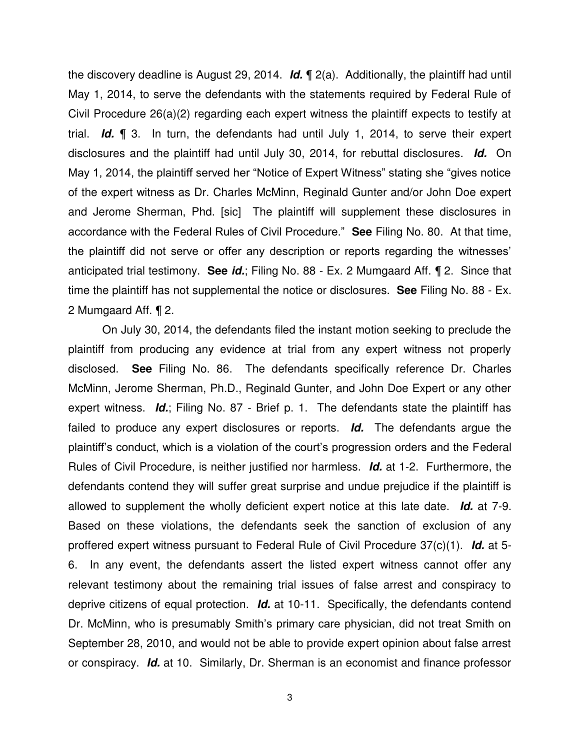the discovery deadline is August 29, 2014. ***Id.*** ¶ 2(a). Additionally, the plaintiff had until May 1, 2014, to serve the defendants with the statements required by Federal Rule of Civil Procedure 26(a)(2) regarding each expert witness the plaintiff expects to testify at trial. ***Id.*** ¶ 3. In turn, the defendants had until July 1, 2014, to serve their expert disclosures and the plaintiff had until July 30, 2014, for rebuttal disclosures. ***Id.*** On May 1, 2014, the plaintiff served her "Notice of Expert Witness" stating she "gives notice of the expert witness as Dr. Charles McMinn, Reginald Gunter and/or John Doe expert and Jerome Sherman, Phd. [sic] The plaintiff will supplement these disclosures in accordance with the Federal Rules of Civil Procedure." **See** Filing No. 80. At that time, the plaintiff did not serve or offer any description or reports regarding the witnesses' anticipated trial testimony. **See *id.***; Filing No. 88 - Ex. 2 Mumgaard Aff. ¶ 2. Since that time the plaintiff has not supplemental the notice or disclosures. **See** Filing No. 88 - Ex. 2 Mumgaard Aff. ¶ 2.

On July 30, 2014, the defendants filed the instant motion seeking to preclude the plaintiff from producing any evidence at trial from any expert witness not properly disclosed. **See** Filing No. 86. The defendants specifically reference Dr. Charles McMinn, Jerome Sherman, Ph.D., Reginald Gunter, and John Doe Expert or any other expert witness. ***Id.***; Filing No. 87 - Brief p. 1. The defendants state the plaintiff has failed to produce any expert disclosures or reports. ***Id.*** The defendants argue the plaintiff's conduct, which is a violation of the court's progression orders and the Federal Rules of Civil Procedure, is neither justified nor harmless. ***Id.*** at 1-2. Furthermore, the defendants contend they will suffer great surprise and undue prejudice if the plaintiff is allowed to supplement the wholly deficient expert notice at this late date. ***Id.*** at 7-9. Based on these violations, the defendants seek the sanction of exclusion of any proffered expert witness pursuant to Federal Rule of Civil Procedure 37(c)(1). ***Id.*** at 5-6. In any event, the defendants assert the listed expert witness cannot offer any relevant testimony about the remaining trial issues of false arrest and conspiracy to deprive citizens of equal protection. ***Id.*** at 10-11. Specifically, the defendants contend Dr. McMinn, who is presumably Smith's primary care physician, did not treat Smith on September 28, 2010, and would not be able to provide expert opinion about false arrest or conspiracy. ***Id.*** at 10. Similarly, Dr. Sherman is an economist and finance professor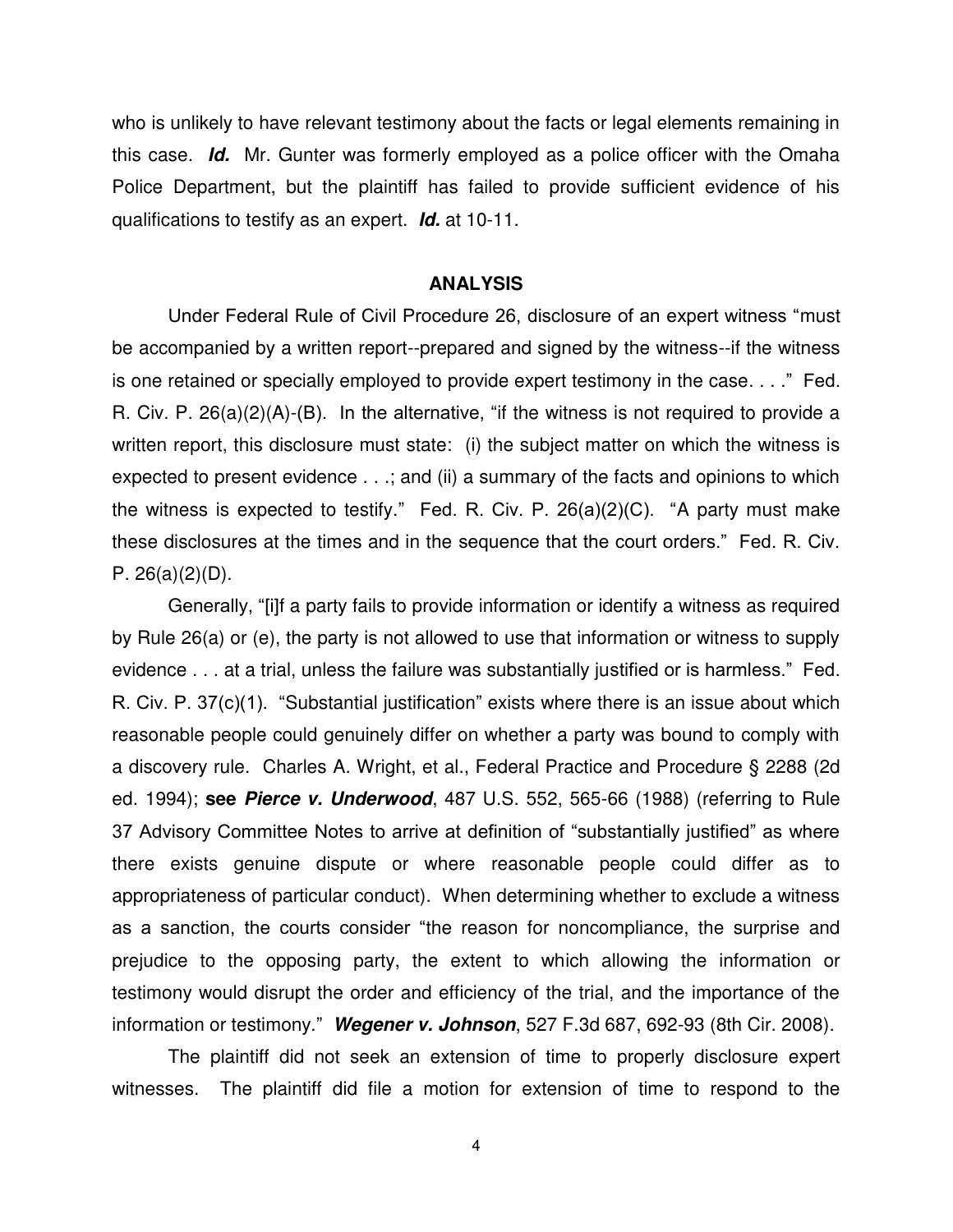who is unlikely to have relevant testimony about the facts or legal elements remaining in this case. ***Id.*** Mr. Gunter was formerly employed as a police officer with the Omaha Police Department, but the plaintiff has failed to provide sufficient evidence of his qualifications to testify as an expert. ***Id.*** at 10-11.

## ANALYSIS

Under Federal Rule of Civil Procedure 26, disclosure of an expert witness "must be accompanied by a written report--prepared and signed by the witness--if the witness is one retained or specially employed to provide expert testimony in the case. . . ." Fed. R. Civ. P. 26(a)(2)(A)-(B). In the alternative, "if the witness is not required to provide a written report, this disclosure must state: (i) the subject matter on which the witness is expected to present evidence . . .; and (ii) a summary of the facts and opinions to which the witness is expected to testify." Fed. R. Civ. P. 26(a)(2)(C). "A party must make these disclosures at the times and in the sequence that the court orders." Fed. R. Civ. P. 26(a)(2)(D).

Generally, "[i]f a party fails to provide information or identify a witness as required by Rule 26(a) or (e), the party is not allowed to use that information or witness to supply evidence . . . at a trial, unless the failure was substantially justified or is harmless." Fed. R. Civ. P. 37(c)(1). "Substantial justification" exists where there is an issue about which reasonable people could genuinely differ on whether a party was bound to comply with a discovery rule. Charles A. Wright, et al., Federal Practice and Procedure § 2288 (2d ed. 1994); **see *Pierce v. Underwood***, 487 U.S. 552, 565-66 (1988) (referring to Rule 37 Advisory Committee Notes to arrive at definition of "substantially justified" as where there exists genuine dispute or where reasonable people could differ as to appropriateness of particular conduct). When determining whether to exclude a witness as a sanction, the courts consider "the reason for noncompliance, the surprise and prejudice to the opposing party, the extent to which allowing the information or testimony would disrupt the order and efficiency of the trial, and the importance of the information or testimony." ***Wegener v. Johnson***, 527 F.3d 687, 692-93 (8th Cir. 2008).

The plaintiff did not seek an extension of time to properly disclosure expert witnesses. The plaintiff did file a motion for extension of time to respond to the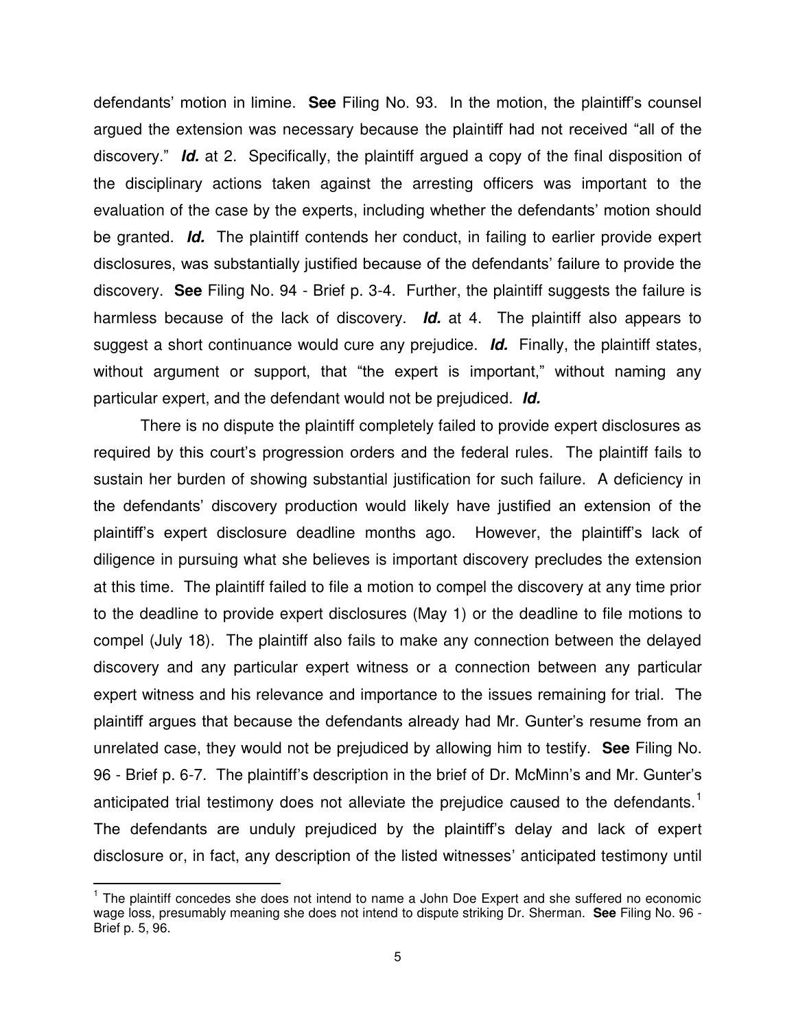defendants' motion in limine. **See** Filing No. 93. In the motion, the plaintiff's counsel argued the extension was necessary because the plaintiff had not received "all of the discovery." ***Id.*** at 2. Specifically, the plaintiff argued a copy of the final disposition of the disciplinary actions taken against the arresting officers was important to the evaluation of the case by the experts, including whether the defendants' motion should be granted. ***Id.*** The plaintiff contends her conduct, in failing to earlier provide expert disclosures, was substantially justified because of the defendants' failure to provide the discovery. **See** Filing No. 94 - Brief p. 3-4. Further, the plaintiff suggests the failure is harmless because of the lack of discovery. ***Id.*** at 4. The plaintiff also appears to suggest a short continuance would cure any prejudice. ***Id.*** Finally, the plaintiff states, without argument or support, that "the expert is important," without naming any particular expert, and the defendant would not be prejudiced. ***Id.***

There is no dispute the plaintiff completely failed to provide expert disclosures as required by this court's progression orders and the federal rules. The plaintiff fails to sustain her burden of showing substantial justification for such failure. A deficiency in the defendants' discovery production would likely have justified an extension of the plaintiff's expert disclosure deadline months ago. However, the plaintiff's lack of diligence in pursuing what she believes is important discovery precludes the extension at this time. The plaintiff failed to file a motion to compel the discovery at any time prior to the deadline to provide expert disclosures (May 1) or the deadline to file motions to compel (July 18). The plaintiff also fails to make any connection between the delayed discovery and any particular expert witness or a connection between any particular expert witness and his relevance and importance to the issues remaining for trial. The plaintiff argues that because the defendants already had Mr. Gunter's resume from an unrelated case, they would not be prejudiced by allowing him to testify. **See** Filing No. 96 - Brief p. 6-7. The plaintiff's description in the brief of Dr. McMinn's and Mr. Gunter's anticipated trial testimony does not alleviate the prejudice caused to the defendants.[1] The defendants are unduly prejudiced by the plaintiff's delay and lack of expert disclosure or, in fact, any description of the listed witnesses' anticipated testimony until

---

[1] The plaintiff concedes she does not intend to name a John Doe Expert and she suffered no economic wage loss, presumably meaning she does not intend to dispute striking Dr. Sherman. **See** Filing No. 96 - Brief p. 5, 96.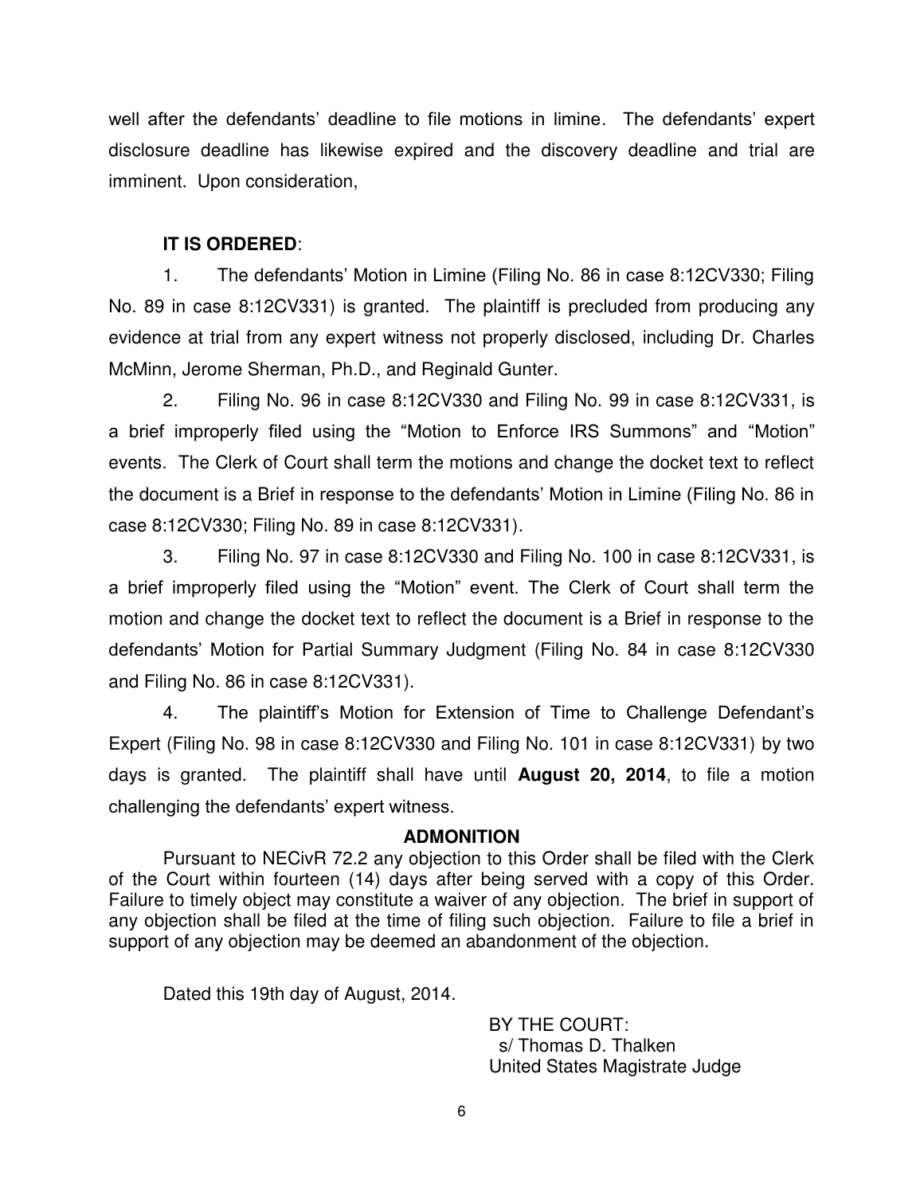well after the defendants' deadline to file motions in limine. The defendants' expert disclosure deadline has likewise expired and the discovery deadline and trial are imminent. Upon consideration,

**IT IS ORDERED**:

1. The defendants' Motion in Limine (Filing No. 86 in case 8:12CV330; Filing No. 89 in case 8:12CV331) is granted. The plaintiff is precluded from producing any evidence at trial from any expert witness not properly disclosed, including Dr. Charles McMinn, Jerome Sherman, Ph.D., and Reginald Gunter.

2. Filing No. 96 in case 8:12CV330 and Filing No. 99 in case 8:12CV331, is a brief improperly filed using the "Motion to Enforce IRS Summons" and "Motion" events. The Clerk of Court shall term the motions and change the docket text to reflect the document is a Brief in response to the defendants' Motion in Limine (Filing No. 86 in case 8:12CV330; Filing No. 89 in case 8:12CV331).

3. Filing No. 97 in case 8:12CV330 and Filing No. 100 in case 8:12CV331, is a brief improperly filed using the "Motion" event. The Clerk of Court shall term the motion and change the docket text to reflect the document is a Brief in response to the defendants' Motion for Partial Summary Judgment (Filing No. 84 in case 8:12CV330 and Filing No. 86 in case 8:12CV331).

4. The plaintiff's Motion for Extension of Time to Challenge Defendant's Expert (Filing No. 98 in case 8:12CV330 and Filing No. 101 in case 8:12CV331) by two days is granted. The plaintiff shall have until **August 20, 2014**, to file a motion challenging the defendants' expert witness.

**ADMONITION**

Pursuant to NECivR 72.2 any objection to this Order shall be filed with the Clerk of the Court within fourteen (14) days after being served with a copy of this Order. Failure to timely object may constitute a waiver of any objection. The brief in support of any objection shall be filed at the time of filing such objection. Failure to file a brief in support of any objection may be deemed an abandonment of the objection.

Dated this 19th day of August, 2014.

BY THE COURT:
s/ Thomas D. Thalken
United States Magistrate Judge